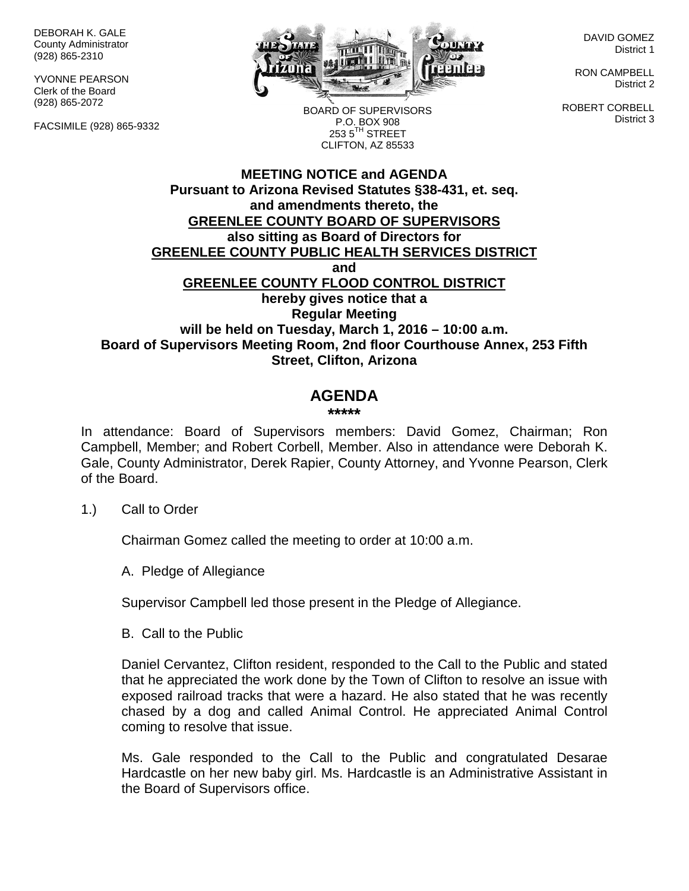DEBORAH K. GALE
County Administrator
(928) 865-2310

YVONNE PEARSON
Clerk of the Board
(928) 865-2072

FACSIMILE (928) 865-9332

BOARD OF SUPERVISORS
P.O. BOX 908
253 5TH STREET
CLIFTON, AZ 85533

DAVID GOMEZ
District 1

RON CAMPBELL
District 2

ROBERT CORBELL
District 3

**MEETING NOTICE and AGENDA**
**Pursuant to Arizona Revised Statutes §38-431, et. seq.**
**and amendments thereto, the**
**GREENLEE COUNTY BOARD OF SUPERVISORS**
**also sitting as Board of Directors for**
**GREENLEE COUNTY PUBLIC HEALTH SERVICES DISTRICT**
**and**
**GREENLEE COUNTY FLOOD CONTROL DISTRICT**
**hereby gives notice that a**
**Regular Meeting**
**will be held on Tuesday, March 1, 2016 – 10:00 a.m.**
**Board of Supervisors Meeting Room, 2nd floor Courthouse Annex, 253 Fifth Street, Clifton, Arizona**

## AGENDA

**\*\*\*\*\***

In attendance: Board of Supervisors members: David Gomez, Chairman; Ron Campbell, Member; and Robert Corbell, Member. Also in attendance were Deborah K. Gale, County Administrator, Derek Rapier, County Attorney, and Yvonne Pearson, Clerk of the Board.

1.) Call to Order

Chairman Gomez called the meeting to order at 10:00 a.m.

A. Pledge of Allegiance

Supervisor Campbell led those present in the Pledge of Allegiance.

B. Call to the Public

Daniel Cervantez, Clifton resident, responded to the Call to the Public and stated that he appreciated the work done by the Town of Clifton to resolve an issue with exposed railroad tracks that were a hazard. He also stated that he was recently chased by a dog and called Animal Control. He appreciated Animal Control coming to resolve that issue.

Ms. Gale responded to the Call to the Public and congratulated Desarae Hardcastle on her new baby girl. Ms. Hardcastle is an Administrative Assistant in the Board of Supervisors office.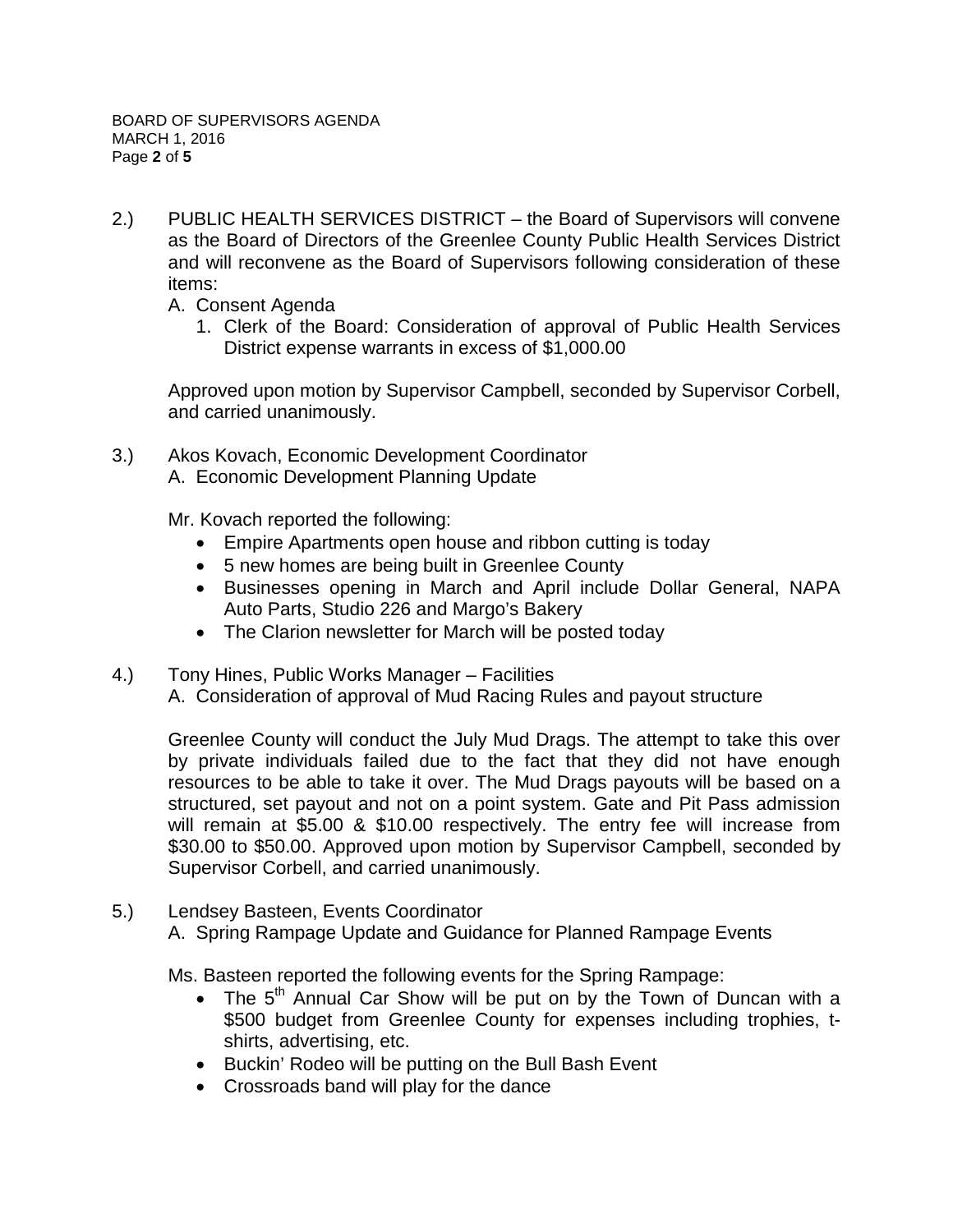2.) PUBLIC HEALTH SERVICES DISTRICT – the Board of Supervisors will convene as the Board of Directors of the Greenlee County Public Health Services District and will reconvene as the Board of Supervisors following consideration of these items:

A. Consent Agenda
   1. Clerk of the Board: Consideration of approval of Public Health Services District expense warrants in excess of $1,000.00

Approved upon motion by Supervisor Campbell, seconded by Supervisor Corbell, and carried unanimously.

3.) Akos Kovach, Economic Development Coordinator

A. Economic Development Planning Update

Mr. Kovach reported the following:

- Empire Apartments open house and ribbon cutting is today
- 5 new homes are being built in Greenlee County
- Businesses opening in March and April include Dollar General, NAPA Auto Parts, Studio 226 and Margo's Bakery
- The Clarion newsletter for March will be posted today

4.) Tony Hines, Public Works Manager – Facilities

A. Consideration of approval of Mud Racing Rules and payout structure

Greenlee County will conduct the July Mud Drags. The attempt to take this over by private individuals failed due to the fact that they did not have enough resources to be able to take it over. The Mud Drags payouts will be based on a structured, set payout and not on a point system. Gate and Pit Pass admission will remain at $5.00 & $10.00 respectively. The entry fee will increase from $30.00 to $50.00. Approved upon motion by Supervisor Campbell, seconded by Supervisor Corbell, and carried unanimously.

5.) Lendsey Basteen, Events Coordinator

A. Spring Rampage Update and Guidance for Planned Rampage Events

Ms. Basteen reported the following events for the Spring Rampage:

- The 5th Annual Car Show will be put on by the Town of Duncan with a $500 budget from Greenlee County for expenses including trophies, t-shirts, advertising, etc.
- Buckin' Rodeo will be putting on the Bull Bash Event
- Crossroads band will play for the dance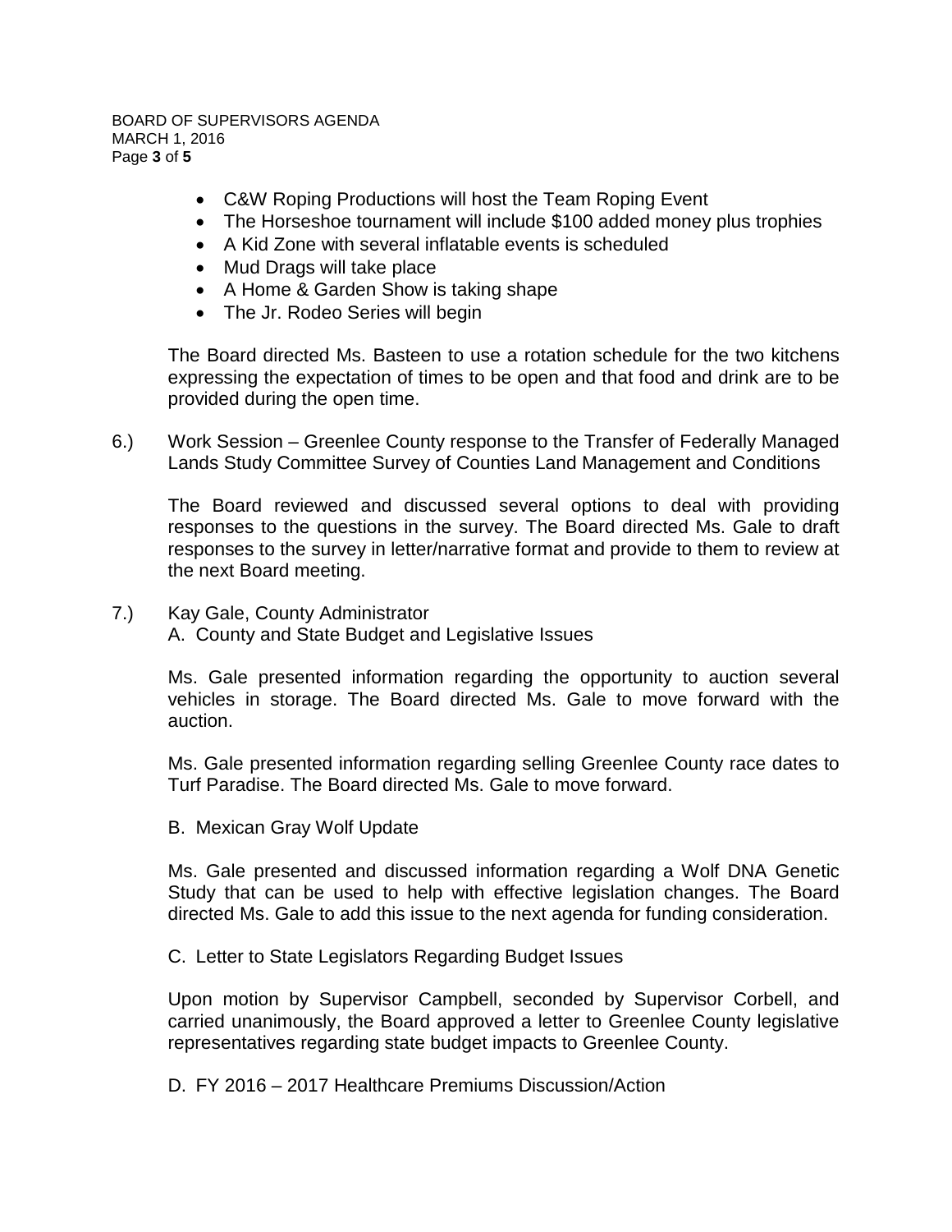- C&W Roping Productions will host the Team Roping Event
- The Horseshoe tournament will include $100 added money plus trophies
- A Kid Zone with several inflatable events is scheduled
- Mud Drags will take place
- A Home & Garden Show is taking shape
- The Jr. Rodeo Series will begin

The Board directed Ms. Basteen to use a rotation schedule for the two kitchens expressing the expectation of times to be open and that food and drink are to be provided during the open time.

6.) Work Session – Greenlee County response to the Transfer of Federally Managed Lands Study Committee Survey of Counties Land Management and Conditions

The Board reviewed and discussed several options to deal with providing responses to the questions in the survey. The Board directed Ms. Gale to draft responses to the survey in letter/narrative format and provide to them to review at the next Board meeting.

7.) Kay Gale, County Administrator

A. County and State Budget and Legislative Issues

Ms. Gale presented information regarding the opportunity to auction several vehicles in storage. The Board directed Ms. Gale to move forward with the auction.

Ms. Gale presented information regarding selling Greenlee County race dates to Turf Paradise. The Board directed Ms. Gale to move forward.

B. Mexican Gray Wolf Update

Ms. Gale presented and discussed information regarding a Wolf DNA Genetic Study that can be used to help with effective legislation changes. The Board directed Ms. Gale to add this issue to the next agenda for funding consideration.

C. Letter to State Legislators Regarding Budget Issues

Upon motion by Supervisor Campbell, seconded by Supervisor Corbell, and carried unanimously, the Board approved a letter to Greenlee County legislative representatives regarding state budget impacts to Greenlee County.

D. FY 2016 – 2017 Healthcare Premiums Discussion/Action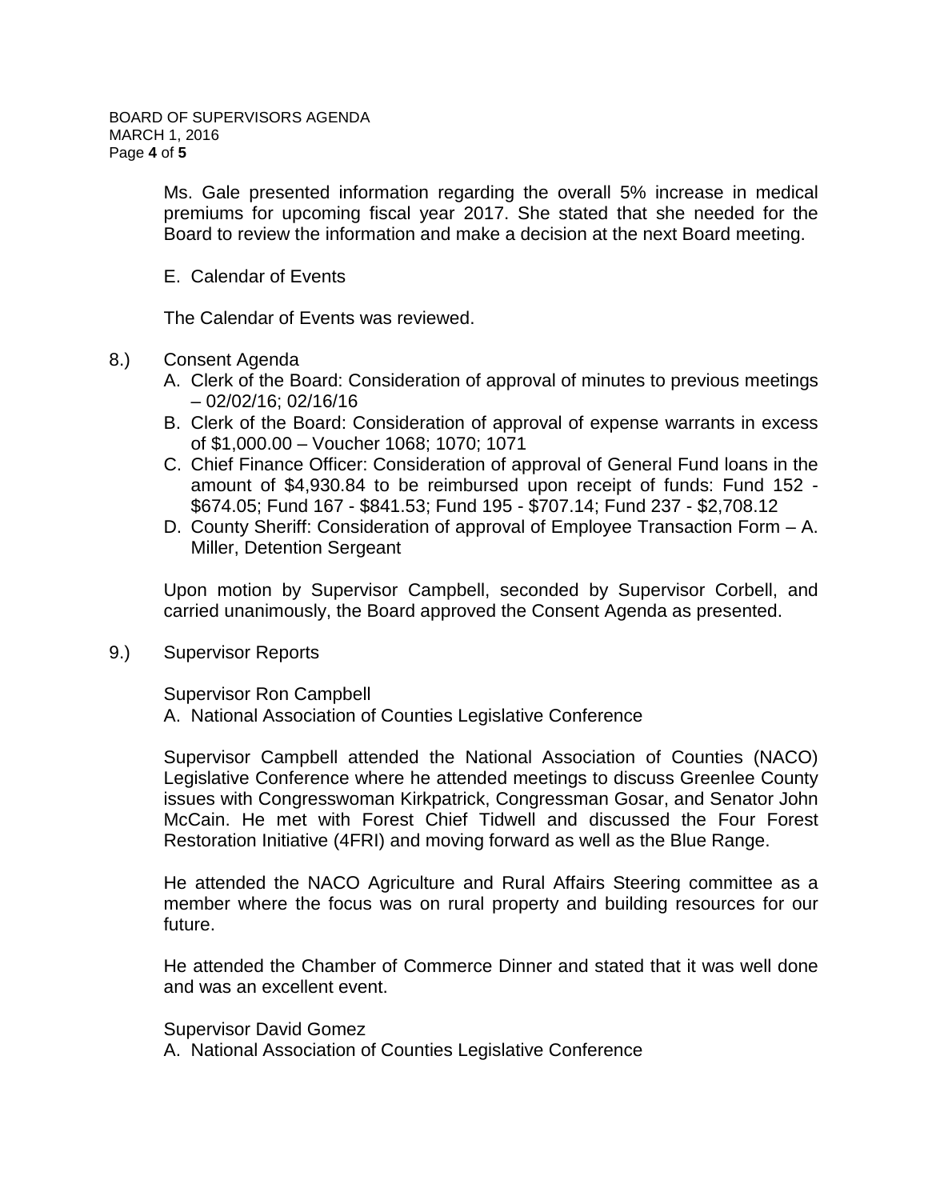Ms. Gale presented information regarding the overall 5% increase in medical premiums for upcoming fiscal year 2017. She stated that she needed for the Board to review the information and make a decision at the next Board meeting.

E. Calendar of Events

The Calendar of Events was reviewed.

8.) Consent Agenda

A. Clerk of the Board: Consideration of approval of minutes to previous meetings – 02/02/16; 02/16/16
B. Clerk of the Board: Consideration of approval of expense warrants in excess of $1,000.00 – Voucher 1068; 1070; 1071
C. Chief Finance Officer: Consideration of approval of General Fund loans in the amount of $4,930.84 to be reimbursed upon receipt of funds: Fund 152 - $674.05; Fund 167 - $841.53; Fund 195 - $707.14; Fund 237 - $2,708.12
D. County Sheriff: Consideration of approval of Employee Transaction Form – A. Miller, Detention Sergeant

Upon motion by Supervisor Campbell, seconded by Supervisor Corbell, and carried unanimously, the Board approved the Consent Agenda as presented.

9.) Supervisor Reports

Supervisor Ron Campbell
A. National Association of Counties Legislative Conference

Supervisor Campbell attended the National Association of Counties (NACO) Legislative Conference where he attended meetings to discuss Greenlee County issues with Congresswoman Kirkpatrick, Congressman Gosar, and Senator John McCain. He met with Forest Chief Tidwell and discussed the Four Forest Restoration Initiative (4FRI) and moving forward as well as the Blue Range.

He attended the NACO Agriculture and Rural Affairs Steering committee as a member where the focus was on rural property and building resources for our future.

He attended the Chamber of Commerce Dinner and stated that it was well done and was an excellent event.

Supervisor David Gomez
A. National Association of Counties Legislative Conference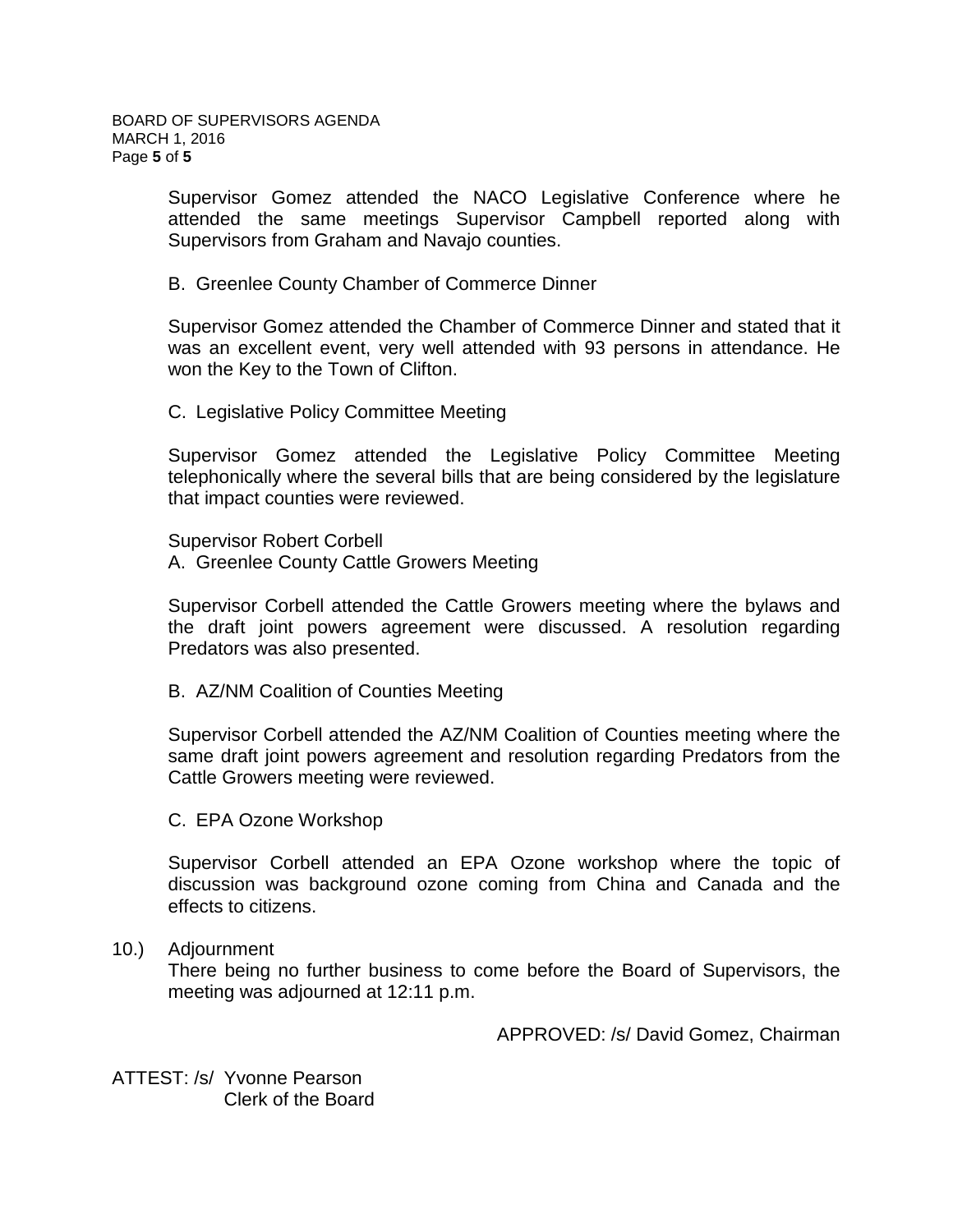Supervisor Gomez attended the NACO Legislative Conference where he attended the same meetings Supervisor Campbell reported along with Supervisors from Graham and Navajo counties.

B. Greenlee County Chamber of Commerce Dinner

Supervisor Gomez attended the Chamber of Commerce Dinner and stated that it was an excellent event, very well attended with 93 persons in attendance. He won the Key to the Town of Clifton.

C. Legislative Policy Committee Meeting

Supervisor Gomez attended the Legislative Policy Committee Meeting telephonically where the several bills that are being considered by the legislature that impact counties were reviewed.

Supervisor Robert Corbell
A. Greenlee County Cattle Growers Meeting

Supervisor Corbell attended the Cattle Growers meeting where the bylaws and the draft joint powers agreement were discussed. A resolution regarding Predators was also presented.

B. AZ/NM Coalition of Counties Meeting

Supervisor Corbell attended the AZ/NM Coalition of Counties meeting where the same draft joint powers agreement and resolution regarding Predators from the Cattle Growers meeting were reviewed.

C. EPA Ozone Workshop

Supervisor Corbell attended an EPA Ozone workshop where the topic of discussion was background ozone coming from China and Canada and the effects to citizens.

10.) Adjournment
There being no further business to come before the Board of Supervisors, the meeting was adjourned at 12:11 p.m.

APPROVED: /s/ David Gomez, Chairman

ATTEST: /s/ Yvonne Pearson
Clerk of the Board